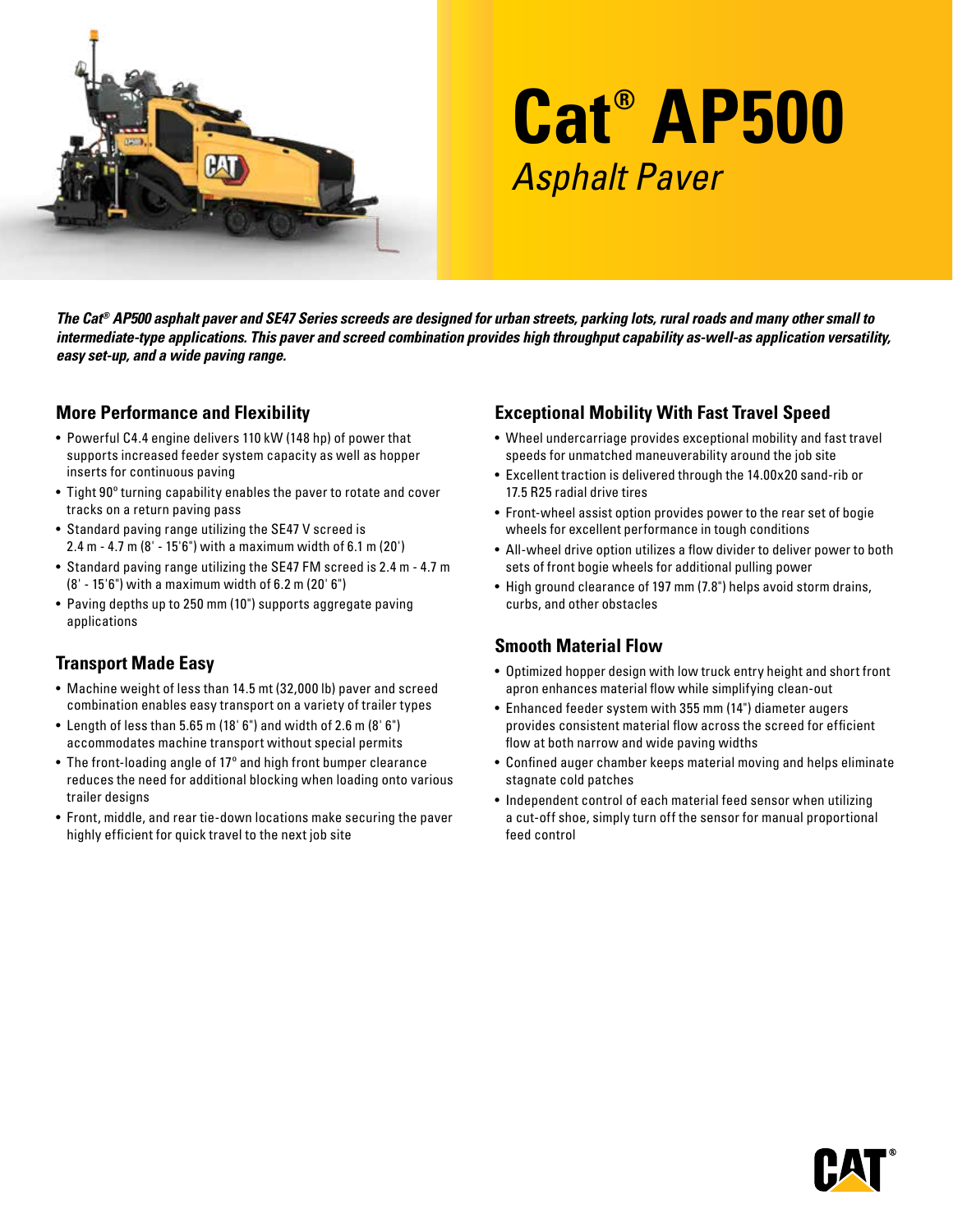# Cat® AP500

## *Asphalt Paver*

***The Cat® AP500 asphalt paver and SE47 Series screeds are designed for urban streets, parking lots, rural roads and many other small to intermediate-type applications. This paver and screed combination provides high throughput capability as-well-as application versatility, easy set-up, and a wide paving range.***

### More Performance and Flexibility

- Powerful C4.4 engine delivers 110 kW (148 hp) of power that supports increased feeder system capacity as well as hopper inserts for continuous paving
- Tight 90° turning capability enables the paver to rotate and cover tracks on a return paving pass
- Standard paving range utilizing the SE47 V screed is 2.4 m - 4.7 m (8' - 15'6") with a maximum width of 6.1 m (20')
- Standard paving range utilizing the SE47 FM screed is 2.4 m - 4.7 m (8' - 15'6") with a maximum width of 6.2 m (20' 6")
- Paving depths up to 250 mm (10") supports aggregate paving applications

### Transport Made Easy

- Machine weight of less than 14.5 mt (32,000 lb) paver and screed combination enables easy transport on a variety of trailer types
- Length of less than 5.65 m (18' 6") and width of 2.6 m (8' 6") accommodates machine transport without special permits
- The front-loading angle of 17° and high front bumper clearance reduces the need for additional blocking when loading onto various trailer designs
- Front, middle, and rear tie-down locations make securing the paver highly efficient for quick travel to the next job site

### Exceptional Mobility With Fast Travel Speed

- Wheel undercarriage provides exceptional mobility and fast travel speeds for unmatched maneuverability around the job site
- Excellent traction is delivered through the 14.00x20 sand-rib or 17.5 R25 radial drive tires
- Front-wheel assist option provides power to the rear set of bogie wheels for excellent performance in tough conditions
- All-wheel drive option utilizes a flow divider to deliver power to both sets of front bogie wheels for additional pulling power
- High ground clearance of 197 mm (7.8") helps avoid storm drains, curbs, and other obstacles

### Smooth Material Flow

- Optimized hopper design with low truck entry height and short front apron enhances material flow while simplifying clean-out
- Enhanced feeder system with 355 mm (14") diameter augers provides consistent material flow across the screed for efficient flow at both narrow and wide paving widths
- Confined auger chamber keeps material moving and helps eliminate stagnate cold patches
- Independent control of each material feed sensor when utilizing a cut-off shoe, simply turn off the sensor for manual proportional feed control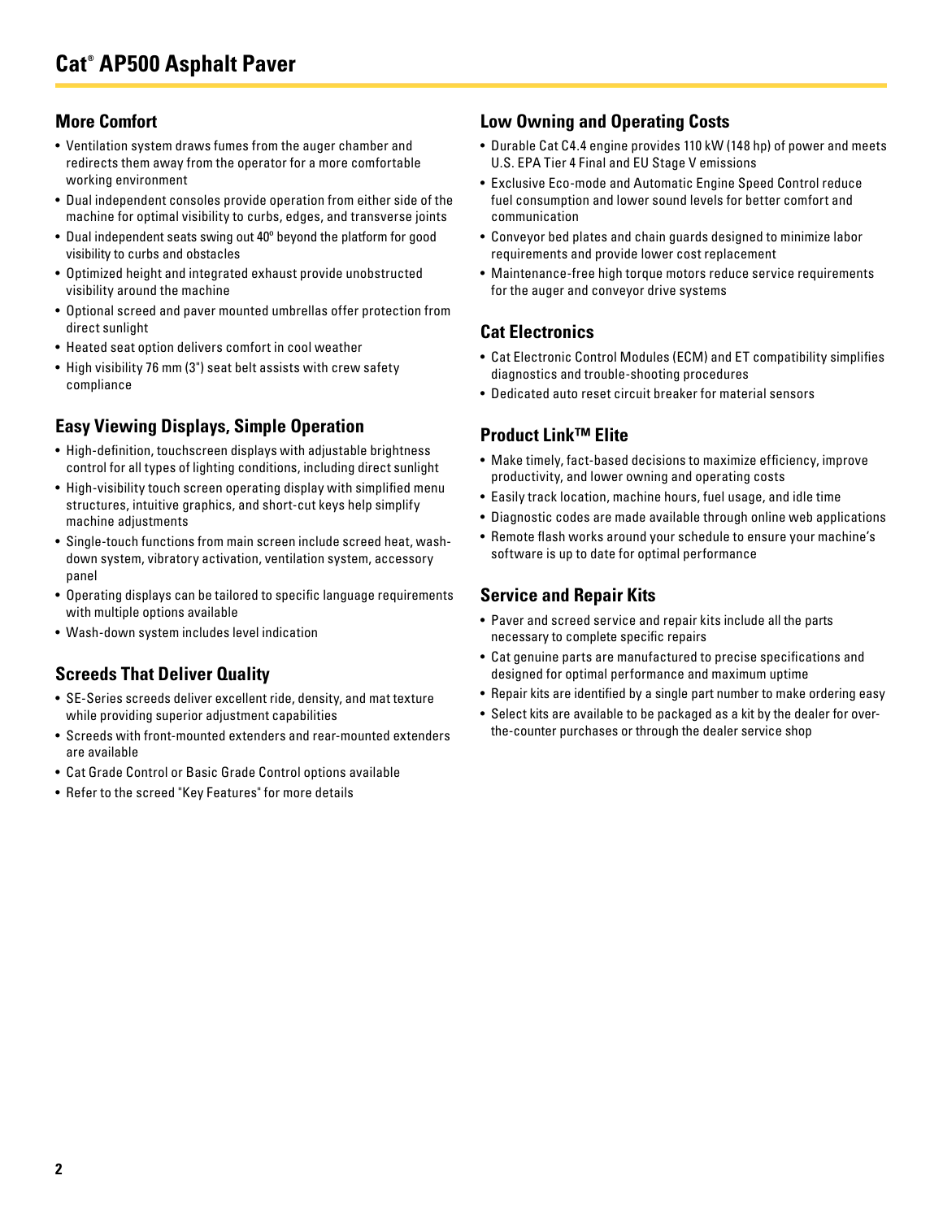# Cat® AP500 Asphalt Paver

## More Comfort

- Ventilation system draws fumes from the auger chamber and redirects them away from the operator for a more comfortable working environment
- Dual independent consoles provide operation from either side of the machine for optimal visibility to curbs, edges, and transverse joints
- Dual independent seats swing out 40º beyond the platform for good visibility to curbs and obstacles
- Optimized height and integrated exhaust provide unobstructed visibility around the machine
- Optional screed and paver mounted umbrellas offer protection from direct sunlight
- Heated seat option delivers comfort in cool weather
- High visibility 76 mm (3") seat belt assists with crew safety compliance

## Easy Viewing Displays, Simple Operation

- High-definition, touchscreen displays with adjustable brightness control for all types of lighting conditions, including direct sunlight
- High-visibility touch screen operating display with simplified menu structures, intuitive graphics, and short-cut keys help simplify machine adjustments
- Single-touch functions from main screen include screed heat, wash-down system, vibratory activation, ventilation system, accessory panel
- Operating displays can be tailored to specific language requirements with multiple options available
- Wash-down system includes level indication

## Screeds That Deliver Quality

- SE-Series screeds deliver excellent ride, density, and mat texture while providing superior adjustment capabilities
- Screeds with front-mounted extenders and rear-mounted extenders are available
- Cat Grade Control or Basic Grade Control options available
- Refer to the screed "Key Features" for more details

## Low Owning and Operating Costs

- Durable Cat C4.4 engine provides 110 kW (148 hp) of power and meets U.S. EPA Tier 4 Final and EU Stage V emissions
- Exclusive Eco-mode and Automatic Engine Speed Control reduce fuel consumption and lower sound levels for better comfort and communication
- Conveyor bed plates and chain guards designed to minimize labor requirements and provide lower cost replacement
- Maintenance-free high torque motors reduce service requirements for the auger and conveyor drive systems

## Cat Electronics

- Cat Electronic Control Modules (ECM) and ET compatibility simplifies diagnostics and trouble-shooting procedures
- Dedicated auto reset circuit breaker for material sensors

## Product Link™ Elite

- Make timely, fact-based decisions to maximize efficiency, improve productivity, and lower owning and operating costs
- Easily track location, machine hours, fuel usage, and idle time
- Diagnostic codes are made available through online web applications
- Remote flash works around your schedule to ensure your machine's software is up to date for optimal performance

## Service and Repair Kits

- Paver and screed service and repair kits include all the parts necessary to complete specific repairs
- Cat genuine parts are manufactured to precise specifications and designed for optimal performance and maximum uptime
- Repair kits are identified by a single part number to make ordering easy
- Select kits are available to be packaged as a kit by the dealer for over-the-counter purchases or through the dealer service shop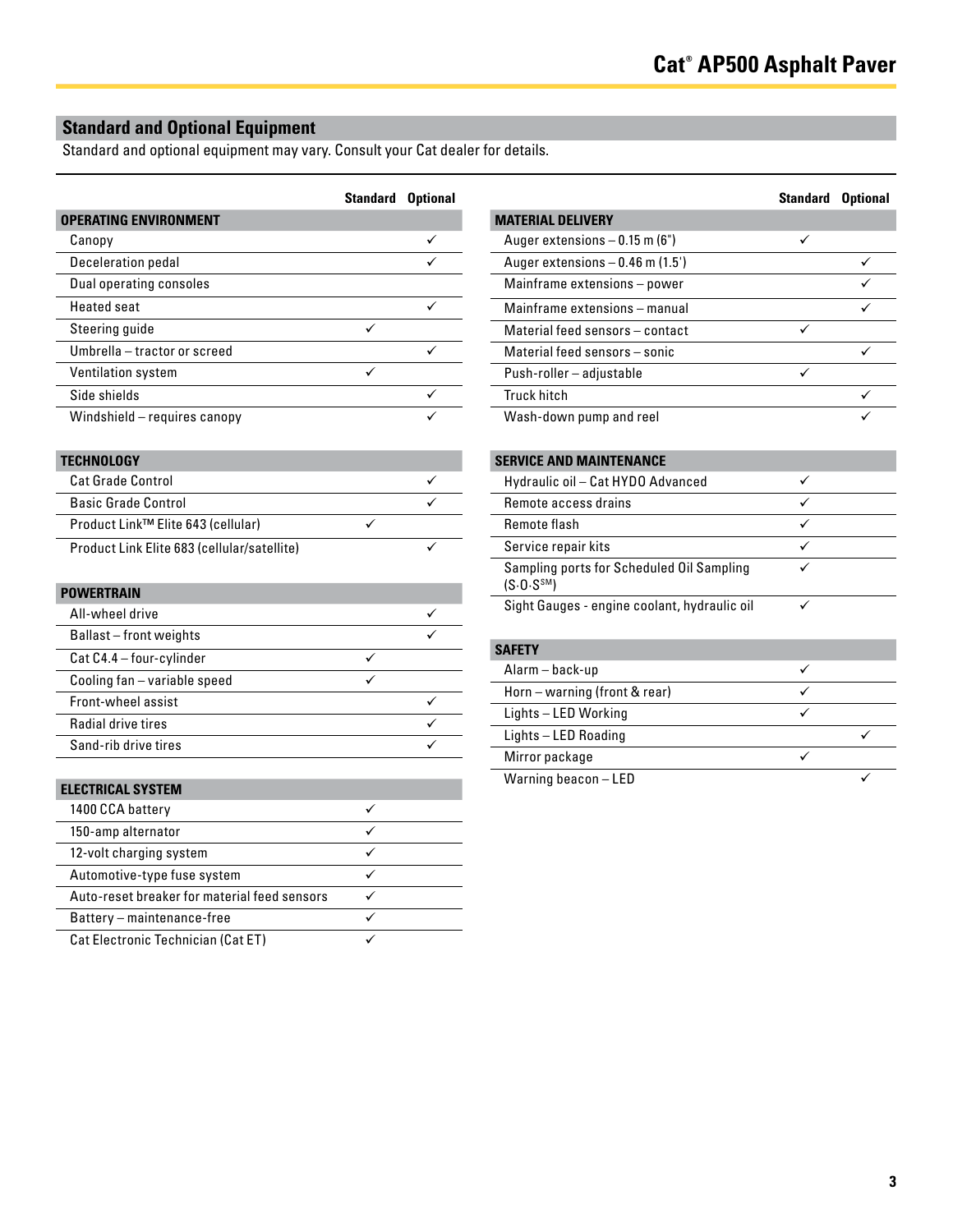## Standard and Optional Equipment

Standard and optional equipment may vary. Consult your Cat dealer for details.

| | Standard | Optional |
|---|---|---|
| **OPERATING ENVIRONMENT** | | |
| Canopy | | ✓ |
| Deceleration pedal | | ✓ |
| Dual operating consoles | | |
| Heated seat | | ✓ |
| Steering guide | ✓ | |
| Umbrella – tractor or screed | | ✓ |
| Ventilation system | ✓ | |
| Side shields | | ✓ |
| Windshield – requires canopy | | ✓ |
| **TECHNOLOGY** | | |
| Cat Grade Control | | ✓ |
| Basic Grade Control | | ✓ |
| Product Link™ Elite 643 (cellular) | ✓ | |
| Product Link Elite 683 (cellular/satellite) | | ✓ |
| **POWERTRAIN** | | |
| All-wheel drive | | ✓ |
| Ballast – front weights | | ✓ |
| Cat C4.4 – four-cylinder | ✓ | |
| Cooling fan – variable speed | ✓ | |
| Front-wheel assist | | ✓ |
| Radial drive tires | | ✓ |
| Sand-rib drive tires | | ✓ |
| **ELECTRICAL SYSTEM** | | |
| 1400 CCA battery | ✓ | |
| 150-amp alternator | ✓ | |
| 12-volt charging system | ✓ | |
| Automotive-type fuse system | ✓ | |
| Auto-reset breaker for material feed sensors | ✓ | |
| Battery – maintenance-free | ✓ | |
| Cat Electronic Technician (Cat ET) | ✓ | |

| | Standard | Optional |
|---|---|---|
| **MATERIAL DELIVERY** | | |
| Auger extensions – 0.15 m (6") | ✓ | |
| Auger extensions – 0.46 m (1.5') | | ✓ |
| Mainframe extensions – power | | ✓ |
| Mainframe extensions – manual | | ✓ |
| Material feed sensors – contact | ✓ | |
| Material feed sensors – sonic | | ✓ |
| Push-roller – adjustable | ✓ | |
| Truck hitch | | ✓ |
| Wash-down pump and reel | | ✓ |
| **SERVICE AND MAINTENANCE** | | |
| Hydraulic oil – Cat HYDO Advanced | ✓ | |
| Remote access drains | ✓ | |
| Remote flash | ✓ | |
| Service repair kits | ✓ | |
| Sampling ports for Scheduled Oil Sampling (S·O·S℠) | ✓ | |
| Sight Gauges - engine coolant, hydraulic oil | ✓ | |
| **SAFETY** | | |
| Alarm – back-up | ✓ | |
| Horn – warning (front & rear) | ✓ | |
| Lights – LED Working | ✓ | |
| Lights – LED Roading | | ✓ |
| Mirror package | ✓ | |
| Warning beacon – LED | | ✓ |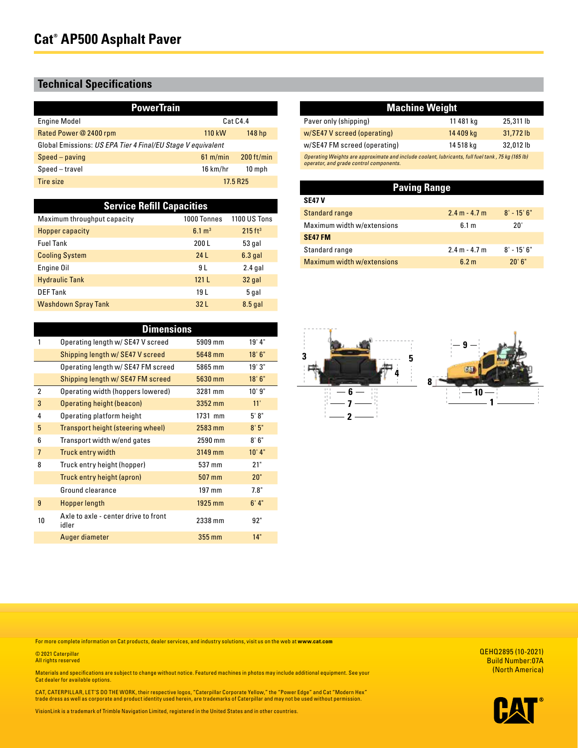# Cat® AP500 Asphalt Paver

## Technical Specifications

| PowerTrain | | |
|---|---|---|
| Engine Model | Cat C4.4 | |
| Rated Power @ 2400 rpm | 110 kW | 148 hp |
| Global Emissions: *US EPA Tier 4 Final/EU Stage V equivalent* | | |
| Speed – paving | 61 m/min | 200 ft/min |
| Speed – travel | 16 km/hr | 10 mph |
| Tire size | 17.5 R25 | |

| Service Refill Capacities | | |
|---|---|---|
| Maximum throughput capacity | 1000 Tonnes | 1100 US Tons |
| Hopper capacity | 6.1 $m^3$ | 215 $ft^3$ |
| Fuel Tank | 200 L | 53 gal |
| Cooling System | 24 L | 6.3 gal |
| Engine Oil | 9 L | 2.4 gal |
| Hydraulic Tank | 121 L | 32 gal |
| DEF Tank | 19 L | 5 gal |
| Washdown Spray Tank | 32 L | 8.5 gal |

| Dimensions | | | |
|---|---|---|---|
| 1 | Operating length w/ SE47 V screed | 5909 mm | 19' 4" |
| | Shipping length w/ SE47 V screed | 5648 mm | 18' 6" |
| | Operating length w/ SE47 FM screed | 5865 mm | 19' 3" |
| | Shipping length w/ SE47 FM screed | 5630 mm | 18' 6" |
| 2 | Operating width (hoppers lowered) | 3281 mm | 10' 9" |
| 3 | Operating height (beacon) | 3352 mm | 11' |
| 4 | Operating platform height | 1731 mm | 5' 8" |
| 5 | Transport height (steering wheel) | 2583 mm | 8' 5" |
| 6 | Transport width w/end gates | 2590 mm | 8' 6" |
| 7 | Truck entry width | 3149 mm | 10' 4" |
| 8 | Truck entry height (hopper) | 537 mm | 21" |
| | Truck entry height (apron) | 507 mm | 20" |
| | Ground clearance | 197 mm | 7.8" |
| 9 | Hopper length | 1925 mm | 6' 4" |
| 10 | Axle to axle - center drive to front idler | 2338 mm | 92" |
| | Auger diameter | 355 mm | 14" |

| Machine Weight | | |
|---|---|---|
| Paver only (shipping) | 11 481 kg | 25,311 lb |
| w/SE47 V screed (operating) | 14 409 kg | 31,772 lb |
| w/SE47 FM screed (operating) | 14 518 kg | 32,012 lb |

*Operating Weights are approximate and include coolant, lubricants, full fuel tank , 75 kg (165 lb) operator, and grade control components.*

| Paving Range | | |
|---|---|---|
| **SE47 V** | | |
| Standard range | 2.4 m - 4.7 m | 8' - 15' 6" |
| Maximum width w/extensions | 6.1 m | 20' |
| **SE47 FM** | | |
| Standard range | 2.4 m - 4.7 m | 8' - 15' 6" |
| Maximum width w/extensions | 6.2 m | 20' 6" |

3
5
4
6
7
2
9
8
10
1

For more complete information on Cat products, dealer services, and industry solutions, visit us on the web at **www.cat.com**

© 2021 Caterpillar
All rights reserved

Materials and specifications are subject to change without notice. Featured machines in photos may include additional equipment. See your Cat dealer for available options.

CAT, CATERPILLAR, LET'S DO THE WORK, their respective logos, "Caterpillar Corporate Yellow," the "Power Edge" and Cat "Modern Hex" trade dress as well as corporate and product identity used herein, are trademarks of Caterpillar and may not be used without permission.

VisionLink is a trademark of Trimble Navigation Limited, registered in the United States and in other countries.

QEHQ2895 (10-2021)
Build Number:07A
(North America)